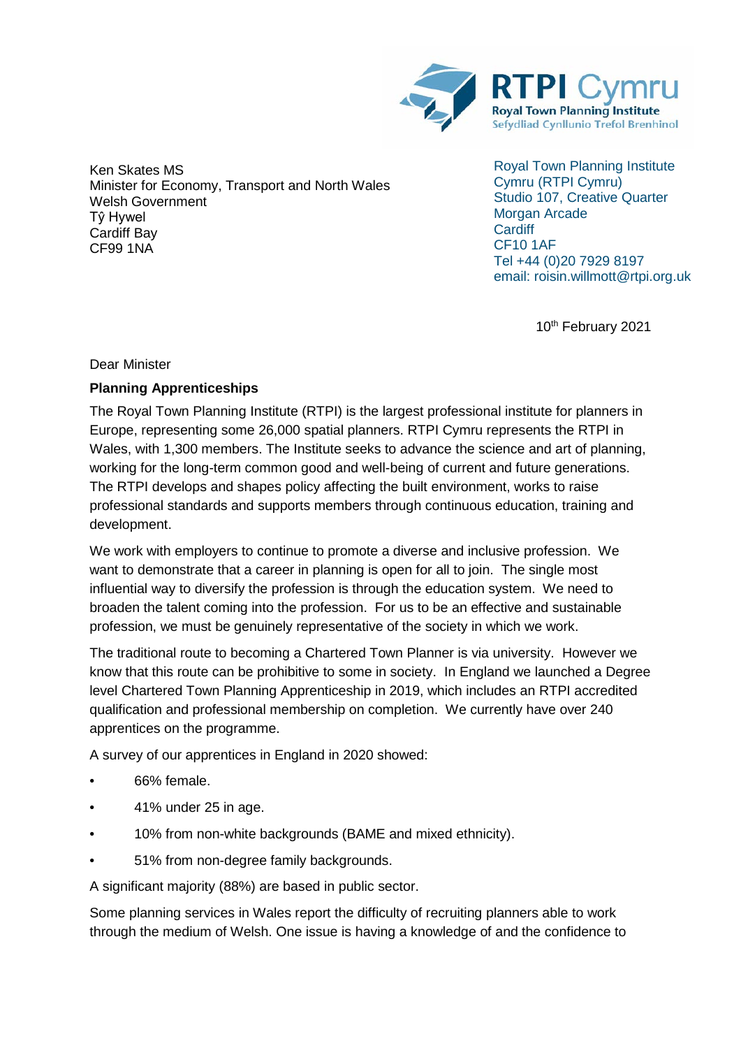RTPI Cymru
Royal Town Planning Institute
Sefydliad Cynllunio Trefol Brenhinol

Ken Skates MS
Minister for Economy, Transport and North Wales
Welsh Government
Tŷ Hywel
Cardiff Bay
CF99 1NA

Royal Town Planning Institute
Cymru (RTPI Cymru)
Studio 107, Creative Quarter
Morgan Arcade
Cardiff
CF10 1AF
Tel +44 (0)20 7929 8197
email: roisin.willmott@rtpi.org.uk

10th February 2021

Dear Minister

**Planning Apprenticeships**

The Royal Town Planning Institute (RTPI) is the largest professional institute for planners in Europe, representing some 26,000 spatial planners. RTPI Cymru represents the RTPI in Wales, with 1,300 members. The Institute seeks to advance the science and art of planning, working for the long-term common good and well-being of current and future generations. The RTPI develops and shapes policy affecting the built environment, works to raise professional standards and supports members through continuous education, training and development.

We work with employers to continue to promote a diverse and inclusive profession. We want to demonstrate that a career in planning is open for all to join. The single most influential way to diversify the profession is through the education system. We need to broaden the talent coming into the profession. For us to be an effective and sustainable profession, we must be genuinely representative of the society in which we work.

The traditional route to becoming a Chartered Town Planner is via university. However we know that this route can be prohibitive to some in society. In England we launched a Degree level Chartered Town Planning Apprenticeship in 2019, which includes an RTPI accredited qualification and professional membership on completion. We currently have over 240 apprentices on the programme.

A survey of our apprentices in England in 2020 showed:

- 66% female.
- 41% under 25 in age.
- 10% from non-white backgrounds (BAME and mixed ethnicity).
- 51% from non-degree family backgrounds.

A significant majority (88%) are based in public sector.

Some planning services in Wales report the difficulty of recruiting planners able to work through the medium of Welsh. One issue is having a knowledge of and the confidence to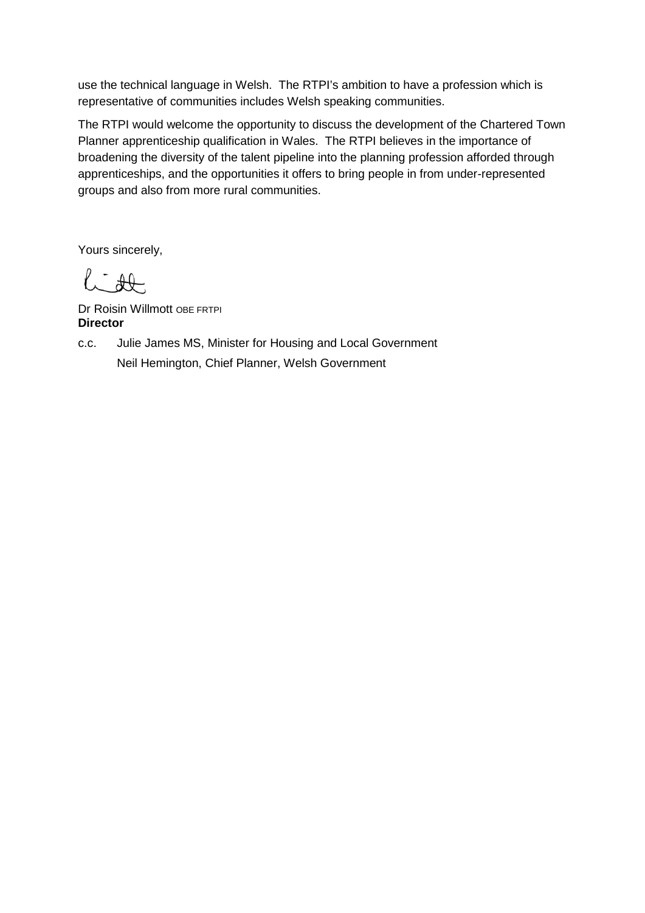use the technical language in Welsh. The RTPI's ambition to have a profession which is representative of communities includes Welsh speaking communities.

The RTPI would welcome the opportunity to discuss the development of the Chartered Town Planner apprenticeship qualification in Wales. The RTPI believes in the importance of broadening the diversity of the talent pipeline into the planning profession afforded through apprenticeships, and the opportunities it offers to bring people in from under-represented groups and also from more rural communities.

Yours sincerely,

Dr Roisin Willmott OBE FRTPI
**Director**

c.c. Julie James MS, Minister for Housing and Local Government
Neil Hemington, Chief Planner, Welsh Government